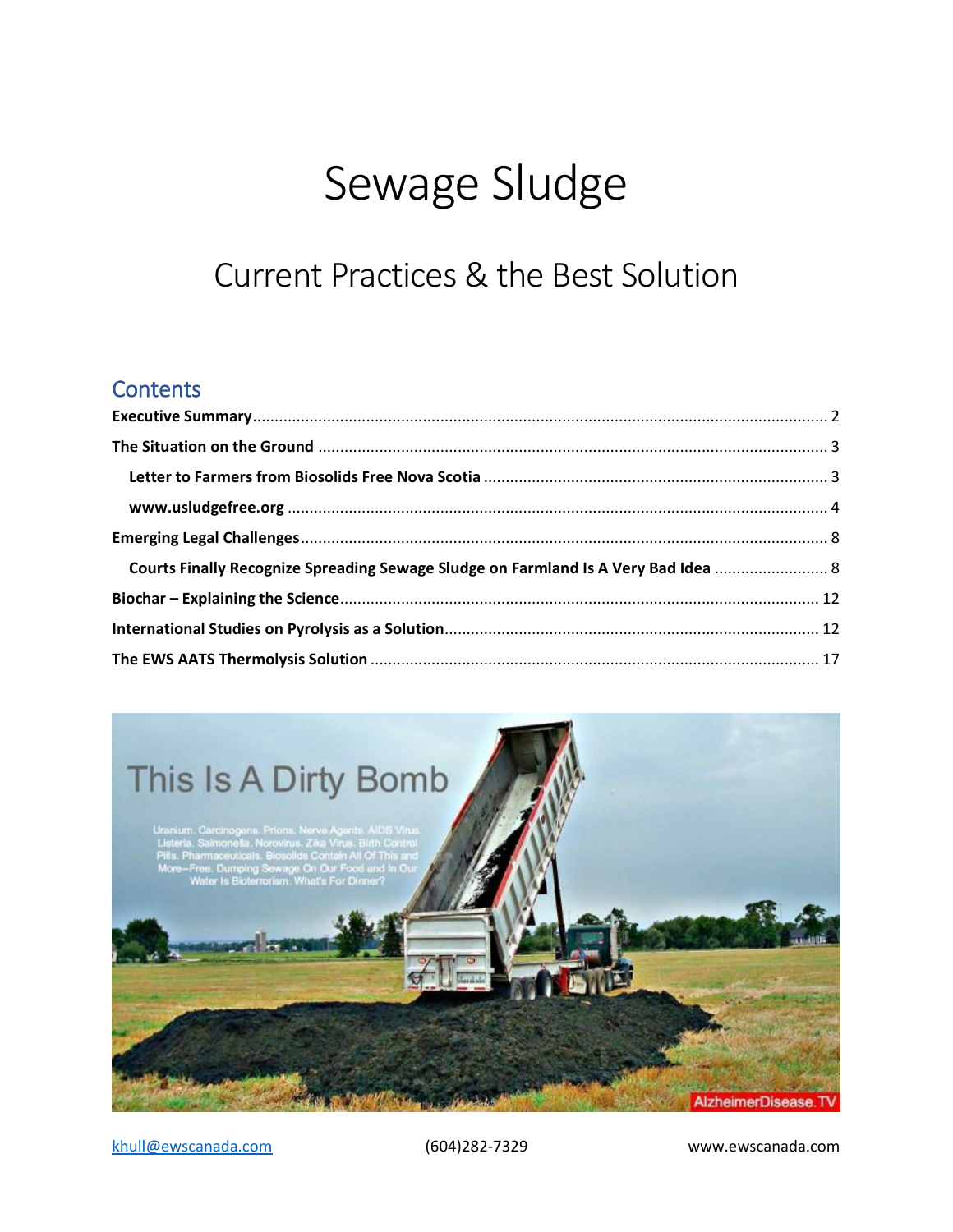# Sewage Sludge

## Current Practices & the Best Solution

## Contents

**Executive Summary** .......... 2

**The Situation on the Ground** .......... 3

- **Letter to Farmers from Biosolids Free Nova Scotia** .......... 3
- **www.usludgefree.org** .......... 4

**Emerging Legal Challenges** .......... 8

- **Courts Finally Recognize Spreading Sewage Sludge on Farmland Is A Very Bad Idea** .......... 8

**Biochar – Explaining the Science** .......... 12

**International Studies on Pyrolysis as a Solution** .......... 12

**The EWS AATS Thermolysis Solution** .......... 17

This Is A Dirty Bomb

Uranium. Carcinogens. Prions. Nerve Agents. AIDS Virus. Listeria. Salmonella. Norovirus. Zika Virus. Birth Control Pills. Pharmaceuticals. Biosolids Contain All Of This and More—Free. Dumping Sewage On Our Food and In Our Water Is Bioterrorism. What's For Dinner?

AlzheimerDisease.TV

khull@ewscanada.com (604)282-7329 www.ewscanada.com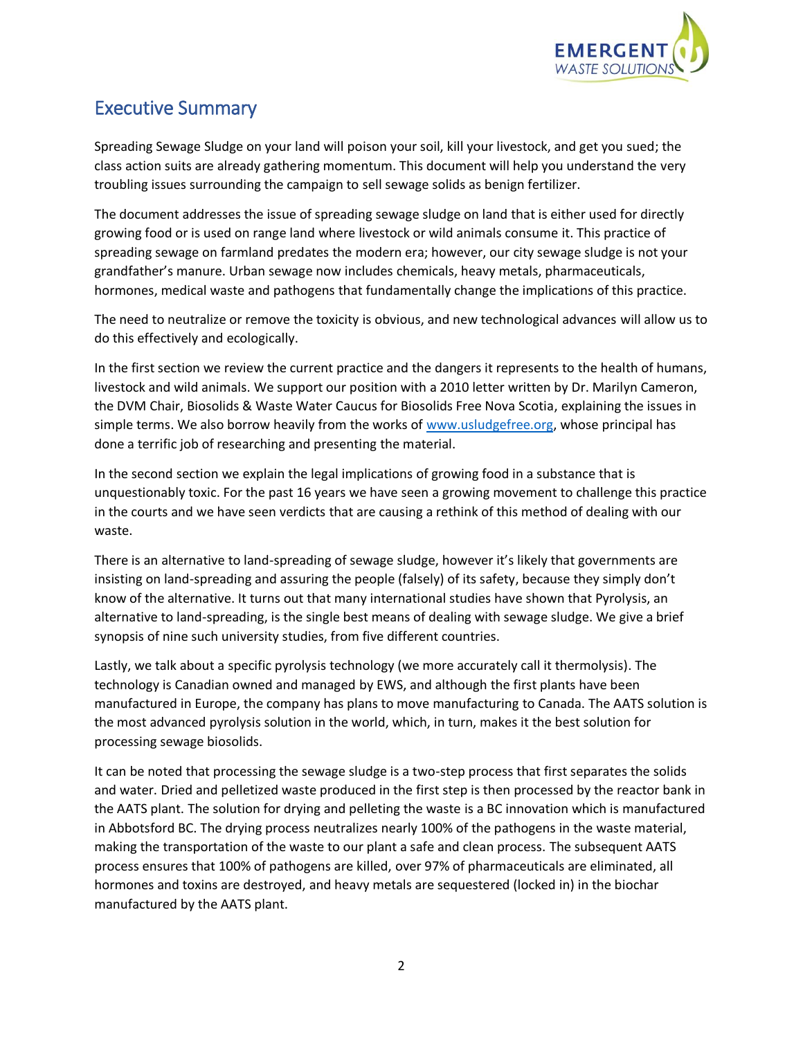## Executive Summary

Spreading Sewage Sludge on your land will poison your soil, kill your livestock, and get you sued; the class action suits are already gathering momentum. This document will help you understand the very troubling issues surrounding the campaign to sell sewage solids as benign fertilizer.

The document addresses the issue of spreading sewage sludge on land that is either used for directly growing food or is used on range land where livestock or wild animals consume it. This practice of spreading sewage on farmland predates the modern era; however, our city sewage sludge is not your grandfather's manure. Urban sewage now includes chemicals, heavy metals, pharmaceuticals, hormones, medical waste and pathogens that fundamentally change the implications of this practice.

The need to neutralize or remove the toxicity is obvious, and new technological advances will allow us to do this effectively and ecologically.

In the first section we review the current practice and the dangers it represents to the health of humans, livestock and wild animals. We support our position with a 2010 letter written by Dr. Marilyn Cameron, the DVM Chair, Biosolids & Waste Water Caucus for Biosolids Free Nova Scotia, explaining the issues in simple terms. We also borrow heavily from the works of www.usludgefree.org, whose principal has done a terrific job of researching and presenting the material.

In the second section we explain the legal implications of growing food in a substance that is unquestionably toxic. For the past 16 years we have seen a growing movement to challenge this practice in the courts and we have seen verdicts that are causing a rethink of this method of dealing with our waste.

There is an alternative to land-spreading of sewage sludge, however it's likely that governments are insisting on land-spreading and assuring the people (falsely) of its safety, because they simply don't know of the alternative. It turns out that many international studies have shown that Pyrolysis, an alternative to land-spreading, is the single best means of dealing with sewage sludge. We give a brief synopsis of nine such university studies, from five different countries.

Lastly, we talk about a specific pyrolysis technology (we more accurately call it thermolysis). The technology is Canadian owned and managed by EWS, and although the first plants have been manufactured in Europe, the company has plans to move manufacturing to Canada. The AATS solution is the most advanced pyrolysis solution in the world, which, in turn, makes it the best solution for processing sewage biosolids.

It can be noted that processing the sewage sludge is a two-step process that first separates the solids and water. Dried and pelletized waste produced in the first step is then processed by the reactor bank in the AATS plant. The solution for drying and pelleting the waste is a BC innovation which is manufactured in Abbotsford BC. The drying process neutralizes nearly 100% of the pathogens in the waste material, making the transportation of the waste to our plant a safe and clean process. The subsequent AATS process ensures that 100% of pathogens are killed, over 97% of pharmaceuticals are eliminated, all hormones and toxins are destroyed, and heavy metals are sequestered (locked in) in the biochar manufactured by the AATS plant.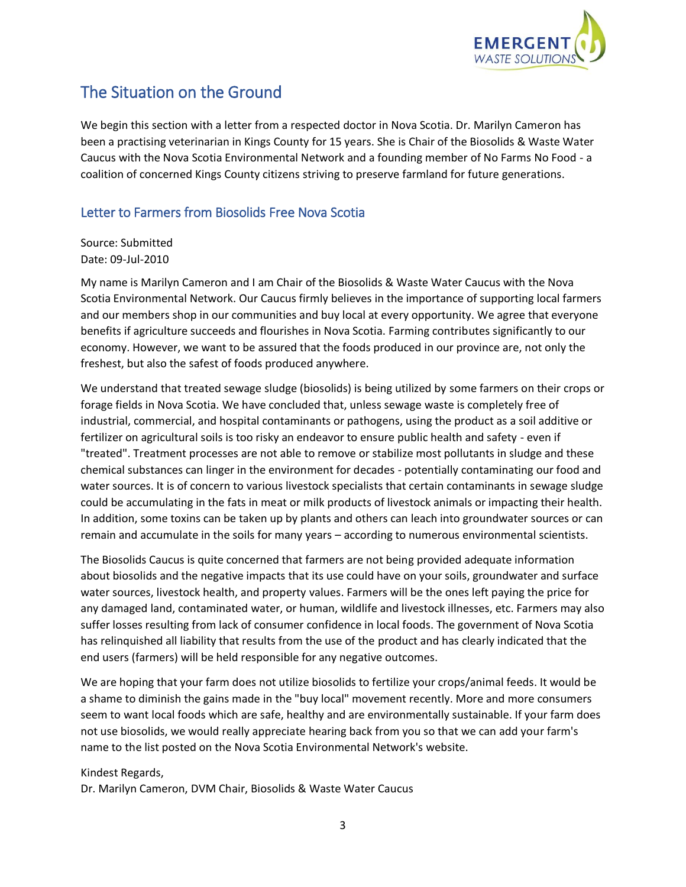## The Situation on the Ground

We begin this section with a letter from a respected doctor in Nova Scotia. Dr. Marilyn Cameron has been a practising veterinarian in Kings County for 15 years. She is Chair of the Biosolids & Waste Water Caucus with the Nova Scotia Environmental Network and a founding member of No Farms No Food - a coalition of concerned Kings County citizens striving to preserve farmland for future generations.

### Letter to Farmers from Biosolids Free Nova Scotia

Source: Submitted
Date: 09-Jul-2010

My name is Marilyn Cameron and I am Chair of the Biosolids & Waste Water Caucus with the Nova Scotia Environmental Network. Our Caucus firmly believes in the importance of supporting local farmers and our members shop in our communities and buy local at every opportunity. We agree that everyone benefits if agriculture succeeds and flourishes in Nova Scotia. Farming contributes significantly to our economy. However, we want to be assured that the foods produced in our province are, not only the freshest, but also the safest of foods produced anywhere.

We understand that treated sewage sludge (biosolids) is being utilized by some farmers on their crops or forage fields in Nova Scotia. We have concluded that, unless sewage waste is completely free of industrial, commercial, and hospital contaminants or pathogens, using the product as a soil additive or fertilizer on agricultural soils is too risky an endeavor to ensure public health and safety - even if "treated". Treatment processes are not able to remove or stabilize most pollutants in sludge and these chemical substances can linger in the environment for decades - potentially contaminating our food and water sources. It is of concern to various livestock specialists that certain contaminants in sewage sludge could be accumulating in the fats in meat or milk products of livestock animals or impacting their health. In addition, some toxins can be taken up by plants and others can leach into groundwater sources or can remain and accumulate in the soils for many years – according to numerous environmental scientists.

The Biosolids Caucus is quite concerned that farmers are not being provided adequate information about biosolids and the negative impacts that its use could have on your soils, groundwater and surface water sources, livestock health, and property values. Farmers will be the ones left paying the price for any damaged land, contaminated water, or human, wildlife and livestock illnesses, etc. Farmers may also suffer losses resulting from lack of consumer confidence in local foods. The government of Nova Scotia has relinquished all liability that results from the use of the product and has clearly indicated that the end users (farmers) will be held responsible for any negative outcomes.

We are hoping that your farm does not utilize biosolids to fertilize your crops/animal feeds. It would be a shame to diminish the gains made in the "buy local" movement recently. More and more consumers seem to want local foods which are safe, healthy and are environmentally sustainable. If your farm does not use biosolids, we would really appreciate hearing back from you so that we can add your farm's name to the list posted on the Nova Scotia Environmental Network's website.

Kindest Regards,
Dr. Marilyn Cameron, DVM Chair, Biosolids & Waste Water Caucus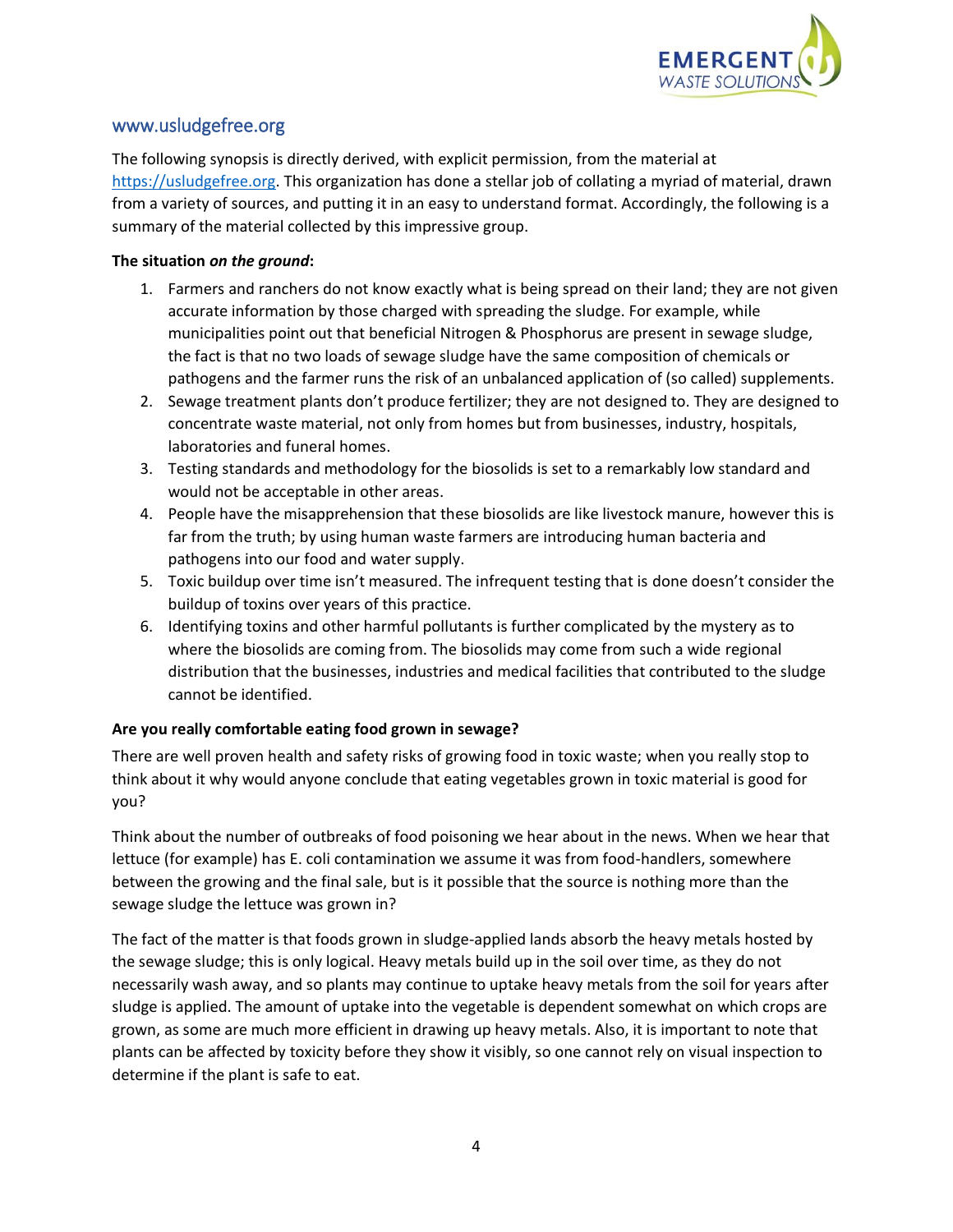## www.usludgefree.org

The following synopsis is directly derived, with explicit permission, from the material at https://usludgefree.org. This organization has done a stellar job of collating a myriad of material, drawn from a variety of sources, and putting it in an easy to understand format. Accordingly, the following is a summary of the material collected by this impressive group.

**The situation *on the ground*:**

1. Farmers and ranchers do not know exactly what is being spread on their land; they are not given accurate information by those charged with spreading the sludge. For example, while municipalities point out that beneficial Nitrogen & Phosphorus are present in sewage sludge, the fact is that no two loads of sewage sludge have the same composition of chemicals or pathogens and the farmer runs the risk of an unbalanced application of (so called) supplements.
2. Sewage treatment plants don't produce fertilizer; they are not designed to. They are designed to concentrate waste material, not only from homes but from businesses, industry, hospitals, laboratories and funeral homes.
3. Testing standards and methodology for the biosolids is set to a remarkably low standard and would not be acceptable in other areas.
4. People have the misapprehension that these biosolids are like livestock manure, however this is far from the truth; by using human waste farmers are introducing human bacteria and pathogens into our food and water supply.
5. Toxic buildup over time isn't measured. The infrequent testing that is done doesn't consider the buildup of toxins over years of this practice.
6. Identifying toxins and other harmful pollutants is further complicated by the mystery as to where the biosolids are coming from. The biosolids may come from such a wide regional distribution that the businesses, industries and medical facilities that contributed to the sludge cannot be identified.

**Are you really comfortable eating food grown in sewage?**

There are well proven health and safety risks of growing food in toxic waste; when you really stop to think about it why would anyone conclude that eating vegetables grown in toxic material is good for you?

Think about the number of outbreaks of food poisoning we hear about in the news. When we hear that lettuce (for example) has E. coli contamination we assume it was from food-handlers, somewhere between the growing and the final sale, but is it possible that the source is nothing more than the sewage sludge the lettuce was grown in?

The fact of the matter is that foods grown in sludge-applied lands absorb the heavy metals hosted by the sewage sludge; this is only logical. Heavy metals build up in the soil over time, as they do not necessarily wash away, and so plants may continue to uptake heavy metals from the soil for years after sludge is applied. The amount of uptake into the vegetable is dependent somewhat on which crops are grown, as some are much more efficient in drawing up heavy metals. Also, it is important to note that plants can be affected by toxicity before they show it visibly, so one cannot rely on visual inspection to determine if the plant is safe to eat.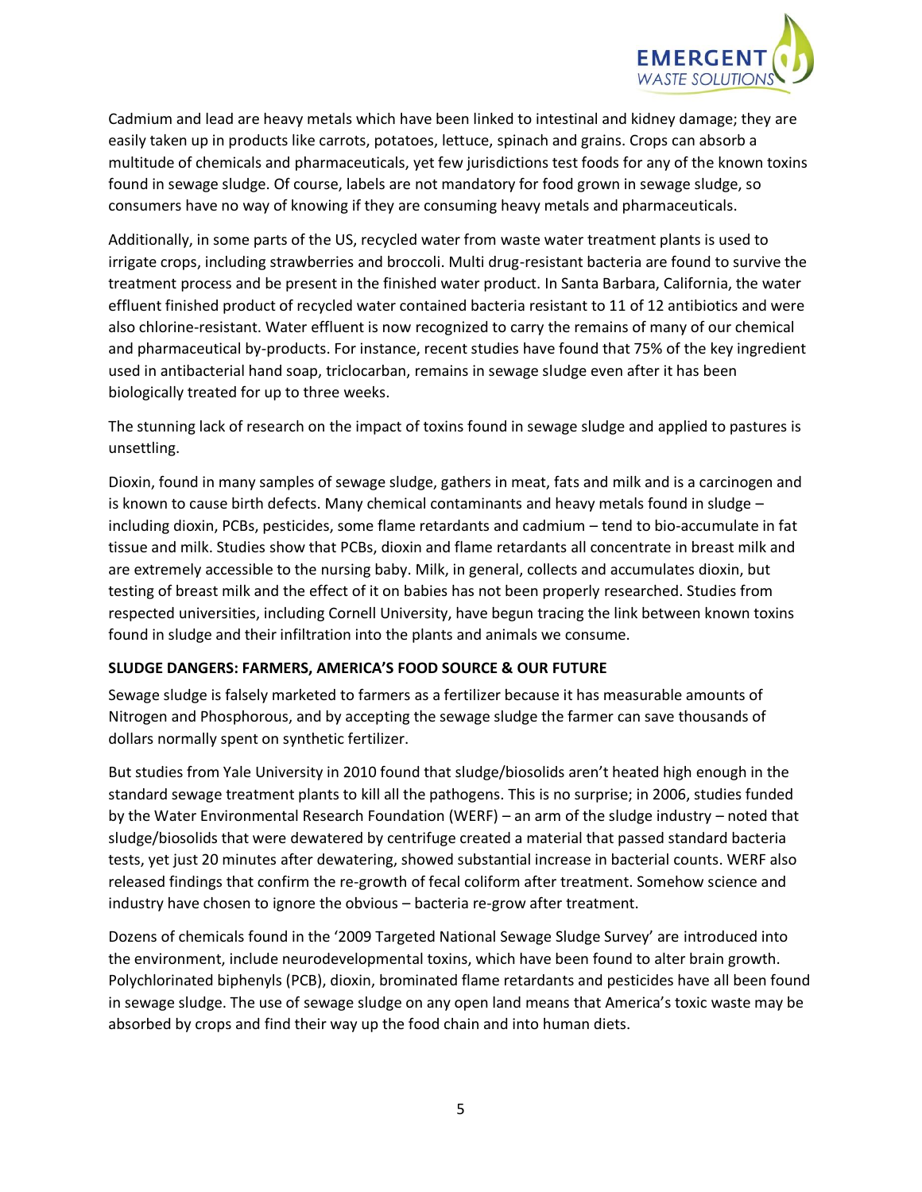Cadmium and lead are heavy metals which have been linked to intestinal and kidney damage; they are easily taken up in products like carrots, potatoes, lettuce, spinach and grains. Crops can absorb a multitude of chemicals and pharmaceuticals, yet few jurisdictions test foods for any of the known toxins found in sewage sludge. Of course, labels are not mandatory for food grown in sewage sludge, so consumers have no way of knowing if they are consuming heavy metals and pharmaceuticals.

Additionally, in some parts of the US, recycled water from waste water treatment plants is used to irrigate crops, including strawberries and broccoli. Multi drug-resistant bacteria are found to survive the treatment process and be present in the finished water product. In Santa Barbara, California, the water effluent finished product of recycled water contained bacteria resistant to 11 of 12 antibiotics and were also chlorine-resistant. Water effluent is now recognized to carry the remains of many of our chemical and pharmaceutical by-products. For instance, recent studies have found that 75% of the key ingredient used in antibacterial hand soap, triclocarban, remains in sewage sludge even after it has been biologically treated for up to three weeks.

The stunning lack of research on the impact of toxins found in sewage sludge and applied to pastures is unsettling.

Dioxin, found in many samples of sewage sludge, gathers in meat, fats and milk and is a carcinogen and is known to cause birth defects. Many chemical contaminants and heavy metals found in sludge – including dioxin, PCBs, pesticides, some flame retardants and cadmium – tend to bio-accumulate in fat tissue and milk. Studies show that PCBs, dioxin and flame retardants all concentrate in breast milk and are extremely accessible to the nursing baby. Milk, in general, collects and accumulates dioxin, but testing of breast milk and the effect of it on babies has not been properly researched. Studies from respected universities, including Cornell University, have begun tracing the link between known toxins found in sludge and their infiltration into the plants and animals we consume.

**SLUDGE DANGERS: FARMERS, AMERICA'S FOOD SOURCE & OUR FUTURE**

Sewage sludge is falsely marketed to farmers as a fertilizer because it has measurable amounts of Nitrogen and Phosphorous, and by accepting the sewage sludge the farmer can save thousands of dollars normally spent on synthetic fertilizer.

But studies from Yale University in 2010 found that sludge/biosolids aren't heated high enough in the standard sewage treatment plants to kill all the pathogens. This is no surprise; in 2006, studies funded by the Water Environmental Research Foundation (WERF) – an arm of the sludge industry – noted that sludge/biosolids that were dewatered by centrifuge created a material that passed standard bacteria tests, yet just 20 minutes after dewatering, showed substantial increase in bacterial counts. WERF also released findings that confirm the re-growth of fecal coliform after treatment. Somehow science and industry have chosen to ignore the obvious – bacteria re-grow after treatment.

Dozens of chemicals found in the '2009 Targeted National Sewage Sludge Survey' are introduced into the environment, include neurodevelopmental toxins, which have been found to alter brain growth. Polychlorinated biphenyls (PCB), dioxin, brominated flame retardants and pesticides have all been found in sewage sludge. The use of sewage sludge on any open land means that America's toxic waste may be absorbed by crops and find their way up the food chain and into human diets.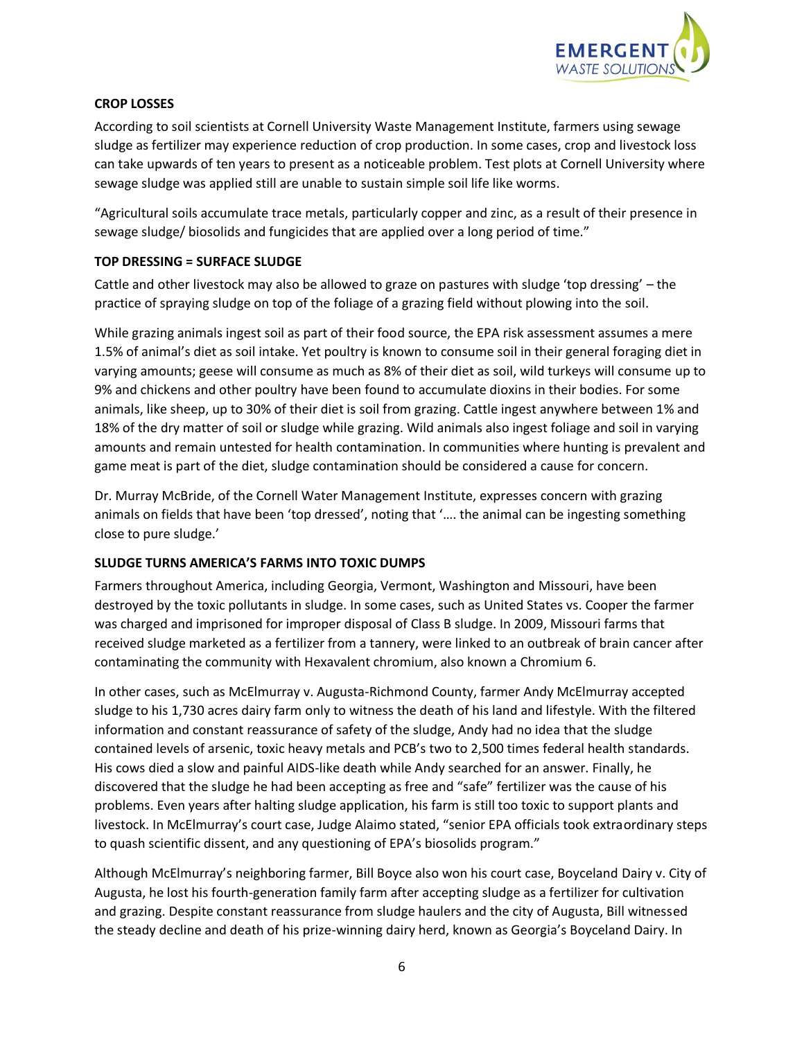## CROP LOSSES

According to soil scientists at Cornell University Waste Management Institute, farmers using sewage sludge as fertilizer may experience reduction of crop production. In some cases, crop and livestock loss can take upwards of ten years to present as a noticeable problem. Test plots at Cornell University where sewage sludge was applied still are unable to sustain simple soil life like worms.

"Agricultural soils accumulate trace metals, particularly copper and zinc, as a result of their presence in sewage sludge/ biosolids and fungicides that are applied over a long period of time."

## TOP DRESSING = SURFACE SLUDGE

Cattle and other livestock may also be allowed to graze on pastures with sludge 'top dressing' – the practice of spraying sludge on top of the foliage of a grazing field without plowing into the soil.

While grazing animals ingest soil as part of their food source, the EPA risk assessment assumes a mere 1.5% of animal's diet as soil intake. Yet poultry is known to consume soil in their general foraging diet in varying amounts; geese will consume as much as 8% of their diet as soil, wild turkeys will consume up to 9% and chickens and other poultry have been found to accumulate dioxins in their bodies. For some animals, like sheep, up to 30% of their diet is soil from grazing. Cattle ingest anywhere between 1% and 18% of the dry matter of soil or sludge while grazing. Wild animals also ingest foliage and soil in varying amounts and remain untested for health contamination. In communities where hunting is prevalent and game meat is part of the diet, sludge contamination should be considered a cause for concern.

Dr. Murray McBride, of the Cornell Water Management Institute, expresses concern with grazing animals on fields that have been 'top dressed', noting that '…. the animal can be ingesting something close to pure sludge.'

## SLUDGE TURNS AMERICA'S FARMS INTO TOXIC DUMPS

Farmers throughout America, including Georgia, Vermont, Washington and Missouri, have been destroyed by the toxic pollutants in sludge. In some cases, such as United States vs. Cooper the farmer was charged and imprisoned for improper disposal of Class B sludge. In 2009, Missouri farms that received sludge marketed as a fertilizer from a tannery, were linked to an outbreak of brain cancer after contaminating the community with Hexavalent chromium, also known a Chromium 6.

In other cases, such as McElmurray v. Augusta-Richmond County, farmer Andy McElmurray accepted sludge to his 1,730 acres dairy farm only to witness the death of his land and lifestyle. With the filtered information and constant reassurance of safety of the sludge, Andy had no idea that the sludge contained levels of arsenic, toxic heavy metals and PCB's two to 2,500 times federal health standards. His cows died a slow and painful AIDS-like death while Andy searched for an answer. Finally, he discovered that the sludge he had been accepting as free and "safe" fertilizer was the cause of his problems. Even years after halting sludge application, his farm is still too toxic to support plants and livestock. In McElmurray's court case, Judge Alaimo stated, "senior EPA officials took extraordinary steps to quash scientific dissent, and any questioning of EPA's biosolids program."

Although McElmurray's neighboring farmer, Bill Boyce also won his court case, Boyceland Dairy v. City of Augusta, he lost his fourth-generation family farm after accepting sludge as a fertilizer for cultivation and grazing. Despite constant reassurance from sludge haulers and the city of Augusta, Bill witnessed the steady decline and death of his prize-winning dairy herd, known as Georgia's Boyceland Dairy. In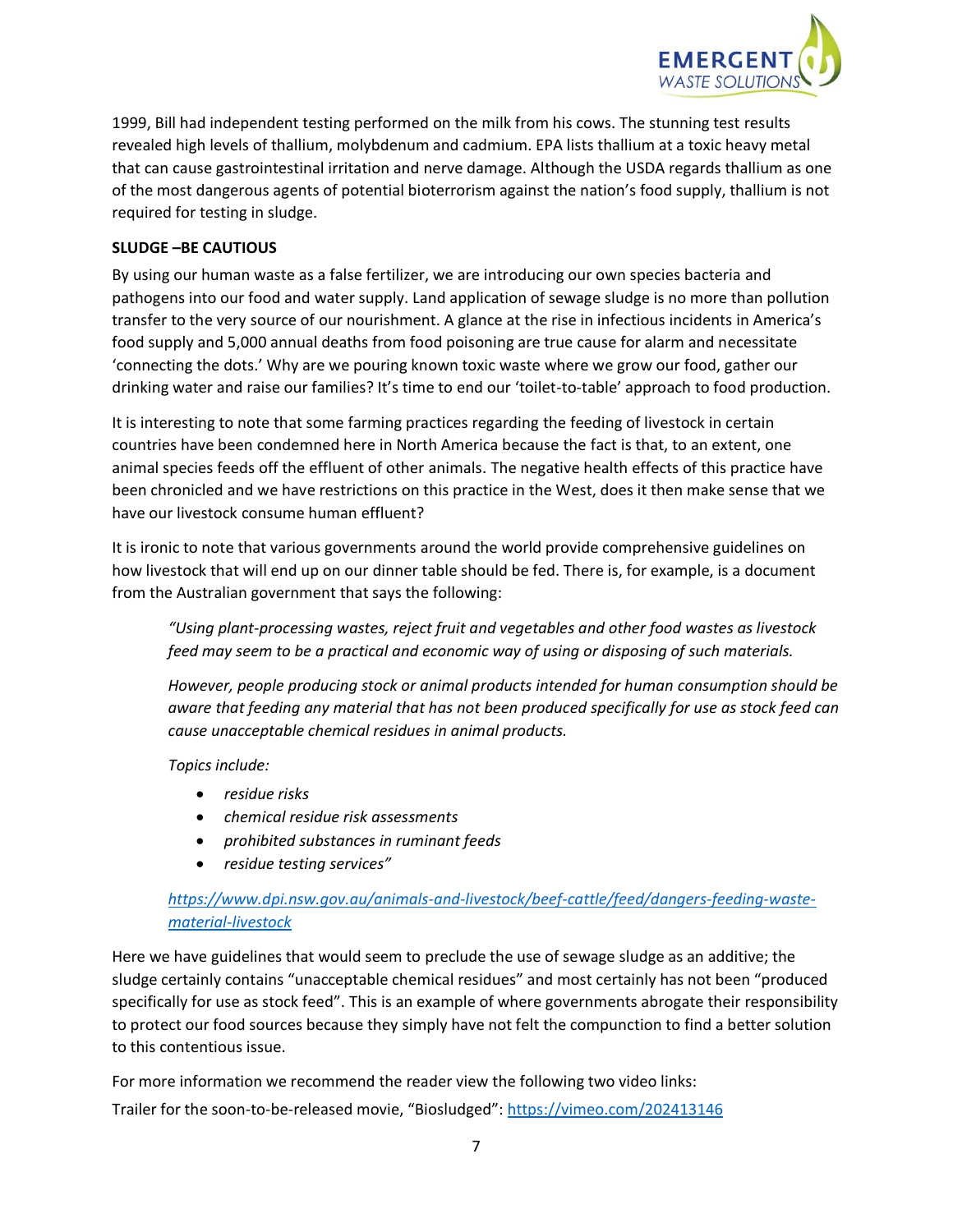1999, Bill had independent testing performed on the milk from his cows. The stunning test results revealed high levels of thallium, molybdenum and cadmium. EPA lists thallium at a toxic heavy metal that can cause gastrointestinal irritation and nerve damage. Although the USDA regards thallium as one of the most dangerous agents of potential bioterrorism against the nation's food supply, thallium is not required for testing in sludge.

**SLUDGE –BE CAUTIOUS**

By using our human waste as a false fertilizer, we are introducing our own species bacteria and pathogens into our food and water supply. Land application of sewage sludge is no more than pollution transfer to the very source of our nourishment. A glance at the rise in infectious incidents in America's food supply and 5,000 annual deaths from food poisoning are true cause for alarm and necessitate 'connecting the dots.' Why are we pouring known toxic waste where we grow our food, gather our drinking water and raise our families? It's time to end our 'toilet-to-table' approach to food production.

It is interesting to note that some farming practices regarding the feeding of livestock in certain countries have been condemned here in North America because the fact is that, to an extent, one animal species feeds off the effluent of other animals. The negative health effects of this practice have been chronicled and we have restrictions on this practice in the West, does it then make sense that we have our livestock consume human effluent?

It is ironic to note that various governments around the world provide comprehensive guidelines on how livestock that will end up on our dinner table should be fed. There is, for example, is a document from the Australian government that says the following:

> *"Using plant-processing wastes, reject fruit and vegetables and other food wastes as livestock feed may seem to be a practical and economic way of using or disposing of such materials.*
>
> *However, people producing stock or animal products intended for human consumption should be aware that feeding any material that has not been produced specifically for use as stock feed can cause unacceptable chemical residues in animal products.*
>
> *Topics include:*
>
> - *residue risks*
> - *chemical residue risk assessments*
> - *prohibited substances in ruminant feeds*
> - *residue testing services"*
>
> *https://www.dpi.nsw.gov.au/animals-and-livestock/beef-cattle/feed/dangers-feeding-waste-material-livestock*

Here we have guidelines that would seem to preclude the use of sewage sludge as an additive; the sludge certainly contains "unacceptable chemical residues" and most certainly has not been "produced specifically for use as stock feed". This is an example of where governments abrogate their responsibility to protect our food sources because they simply have not felt the compunction to find a better solution to this contentious issue.

For more information we recommend the reader view the following two video links:

Trailer for the soon-to-be-released movie, "Biosludged": https://vimeo.com/202413146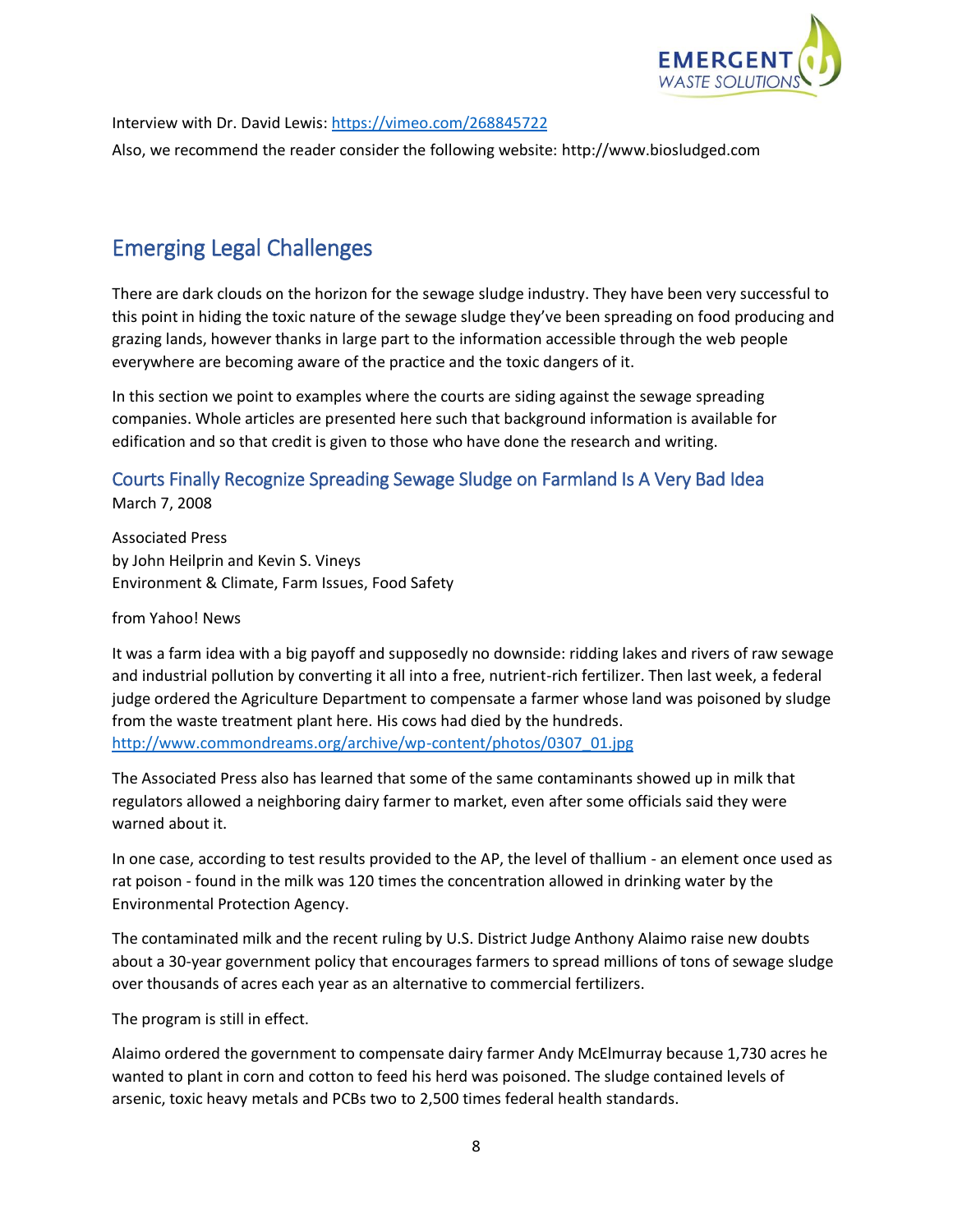Interview with Dr. David Lewis: https://vimeo.com/268845722

Also, we recommend the reader consider the following website: http://www.biosludged.com

## Emerging Legal Challenges

There are dark clouds on the horizon for the sewage sludge industry. They have been very successful to this point in hiding the toxic nature of the sewage sludge they've been spreading on food producing and grazing lands, however thanks in large part to the information accessible through the web people everywhere are becoming aware of the practice and the toxic dangers of it.

In this section we point to examples where the courts are siding against the sewage spreading companies. Whole articles are presented here such that background information is available for edification and so that credit is given to those who have done the research and writing.

### Courts Finally Recognize Spreading Sewage Sludge on Farmland Is A Very Bad Idea

March 7, 2008

Associated Press
by John Heilprin and Kevin S. Vineys
Environment & Climate, Farm Issues, Food Safety

from Yahoo! News

It was a farm idea with a big payoff and supposedly no downside: ridding lakes and rivers of raw sewage and industrial pollution by converting it all into a free, nutrient-rich fertilizer. Then last week, a federal judge ordered the Agriculture Department to compensate a farmer whose land was poisoned by sludge from the waste treatment plant here. His cows had died by the hundreds.
http://www.commondreams.org/archive/wp-content/photos/0307_01.jpg

The Associated Press also has learned that some of the same contaminants showed up in milk that regulators allowed a neighboring dairy farmer to market, even after some officials said they were warned about it.

In one case, according to test results provided to the AP, the level of thallium - an element once used as rat poison - found in the milk was 120 times the concentration allowed in drinking water by the Environmental Protection Agency.

The contaminated milk and the recent ruling by U.S. District Judge Anthony Alaimo raise new doubts about a 30-year government policy that encourages farmers to spread millions of tons of sewage sludge over thousands of acres each year as an alternative to commercial fertilizers.

The program is still in effect.

Alaimo ordered the government to compensate dairy farmer Andy McElmurray because 1,730 acres he wanted to plant in corn and cotton to feed his herd was poisoned. The sludge contained levels of arsenic, toxic heavy metals and PCBs two to 2,500 times federal health standards.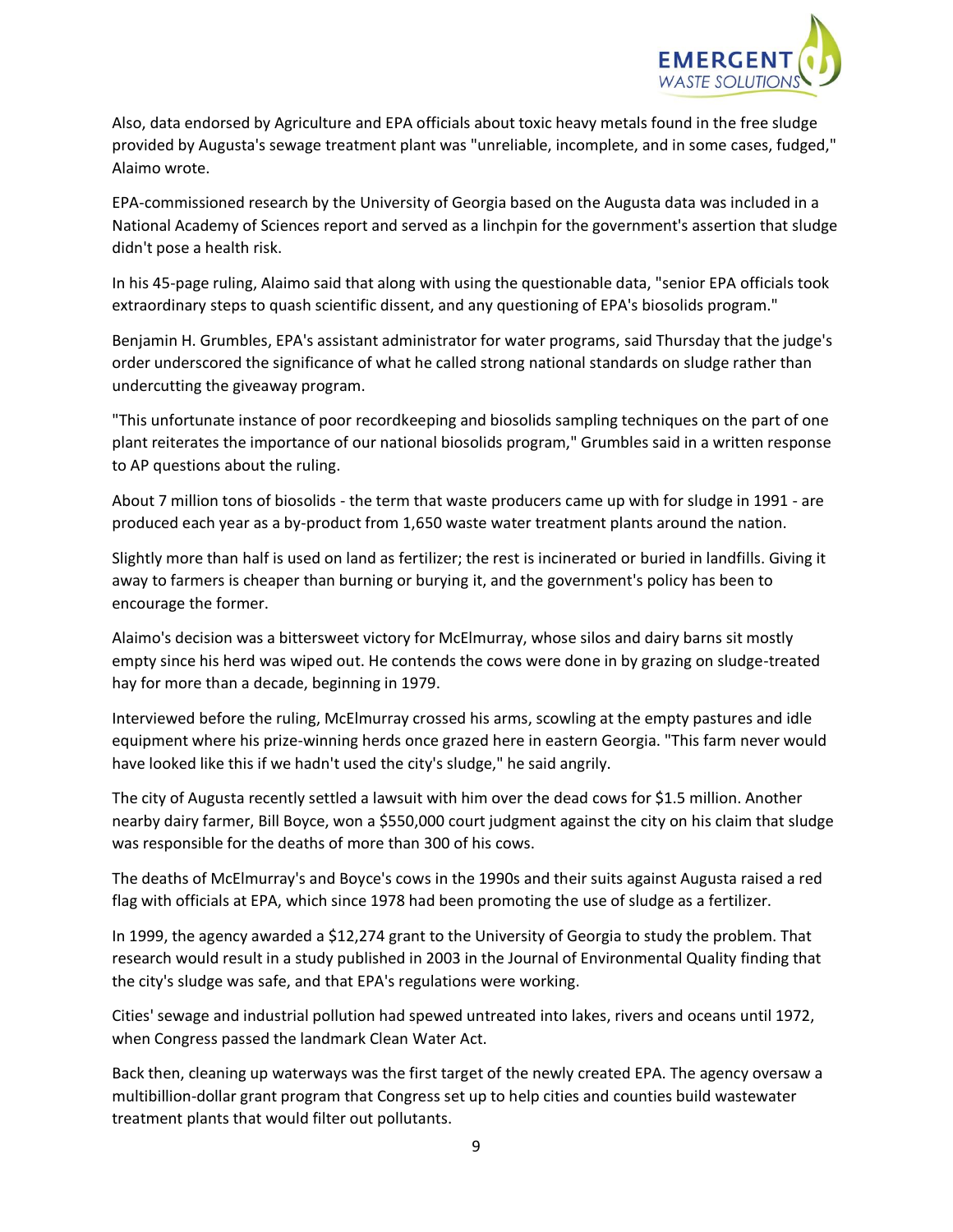Also, data endorsed by Agriculture and EPA officials about toxic heavy metals found in the free sludge provided by Augusta's sewage treatment plant was "unreliable, incomplete, and in some cases, fudged," Alaimo wrote.

EPA-commissioned research by the University of Georgia based on the Augusta data was included in a National Academy of Sciences report and served as a linchpin for the government's assertion that sludge didn't pose a health risk.

In his 45-page ruling, Alaimo said that along with using the questionable data, "senior EPA officials took extraordinary steps to quash scientific dissent, and any questioning of EPA's biosolids program."

Benjamin H. Grumbles, EPA's assistant administrator for water programs, said Thursday that the judge's order underscored the significance of what he called strong national standards on sludge rather than undercutting the giveaway program.

"This unfortunate instance of poor recordkeeping and biosolids sampling techniques on the part of one plant reiterates the importance of our national biosolids program," Grumbles said in a written response to AP questions about the ruling.

About 7 million tons of biosolids - the term that waste producers came up with for sludge in 1991 - are produced each year as a by-product from 1,650 waste water treatment plants around the nation.

Slightly more than half is used on land as fertilizer; the rest is incinerated or buried in landfills. Giving it away to farmers is cheaper than burning or burying it, and the government's policy has been to encourage the former.

Alaimo's decision was a bittersweet victory for McElmurray, whose silos and dairy barns sit mostly empty since his herd was wiped out. He contends the cows were done in by grazing on sludge-treated hay for more than a decade, beginning in 1979.

Interviewed before the ruling, McElmurray crossed his arms, scowling at the empty pastures and idle equipment where his prize-winning herds once grazed here in eastern Georgia. "This farm never would have looked like this if we hadn't used the city's sludge," he said angrily.

The city of Augusta recently settled a lawsuit with him over the dead cows for $1.5 million. Another nearby dairy farmer, Bill Boyce, won a $550,000 court judgment against the city on his claim that sludge was responsible for the deaths of more than 300 of his cows.

The deaths of McElmurray's and Boyce's cows in the 1990s and their suits against Augusta raised a red flag with officials at EPA, which since 1978 had been promoting the use of sludge as a fertilizer.

In 1999, the agency awarded a $12,274 grant to the University of Georgia to study the problem. That research would result in a study published in 2003 in the Journal of Environmental Quality finding that the city's sludge was safe, and that EPA's regulations were working.

Cities' sewage and industrial pollution had spewed untreated into lakes, rivers and oceans until 1972, when Congress passed the landmark Clean Water Act.

Back then, cleaning up waterways was the first target of the newly created EPA. The agency oversaw a multibillion-dollar grant program that Congress set up to help cities and counties build wastewater treatment plants that would filter out pollutants.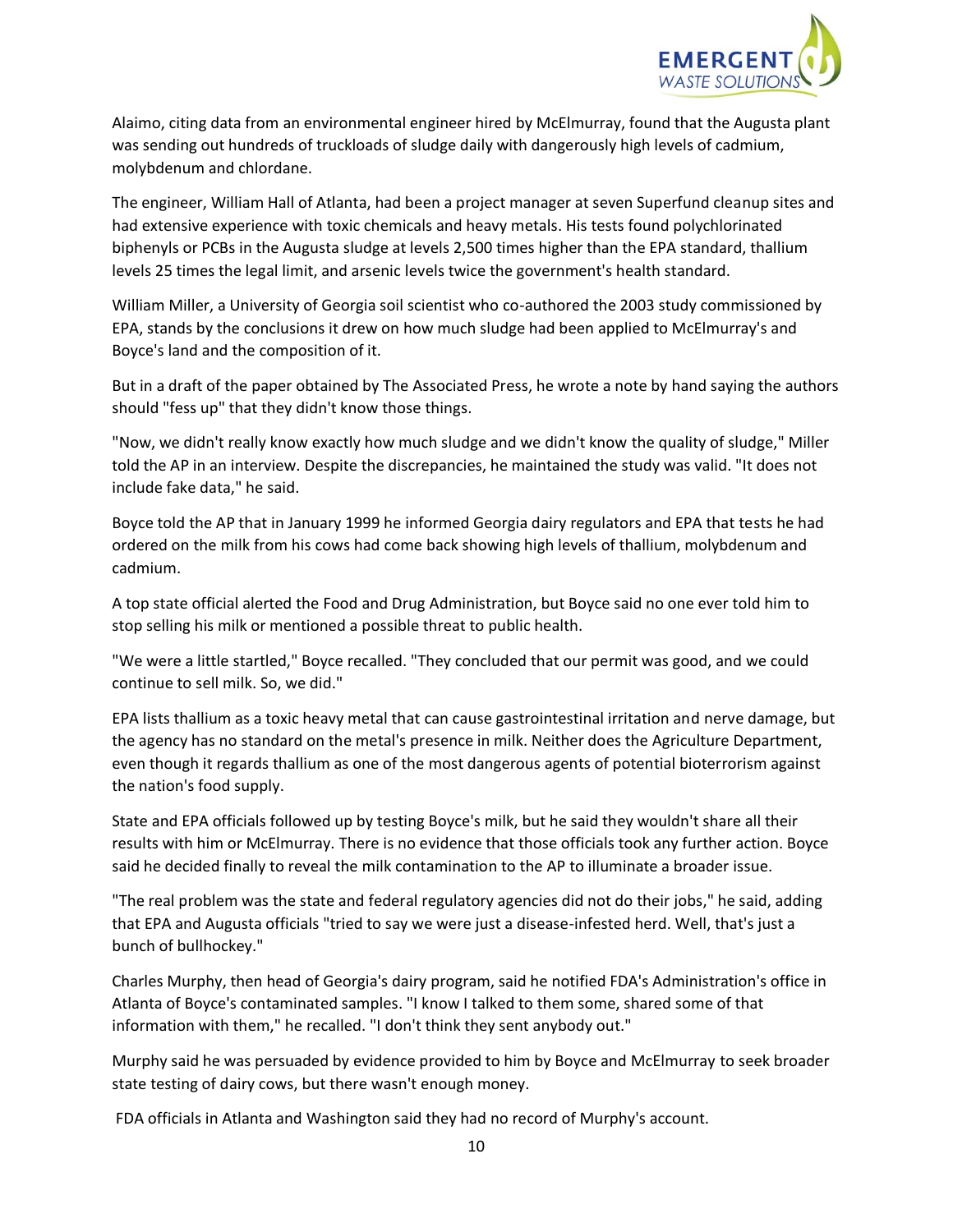Alaimo, citing data from an environmental engineer hired by McElmurray, found that the Augusta plant was sending out hundreds of truckloads of sludge daily with dangerously high levels of cadmium, molybdenum and chlordane.

The engineer, William Hall of Atlanta, had been a project manager at seven Superfund cleanup sites and had extensive experience with toxic chemicals and heavy metals. His tests found polychlorinated biphenyls or PCBs in the Augusta sludge at levels 2,500 times higher than the EPA standard, thallium levels 25 times the legal limit, and arsenic levels twice the government's health standard.

William Miller, a University of Georgia soil scientist who co-authored the 2003 study commissioned by EPA, stands by the conclusions it drew on how much sludge had been applied to McElmurray's and Boyce's land and the composition of it.

But in a draft of the paper obtained by The Associated Press, he wrote a note by hand saying the authors should "fess up" that they didn't know those things.

"Now, we didn't really know exactly how much sludge and we didn't know the quality of sludge," Miller told the AP in an interview. Despite the discrepancies, he maintained the study was valid. "It does not include fake data," he said.

Boyce told the AP that in January 1999 he informed Georgia dairy regulators and EPA that tests he had ordered on the milk from his cows had come back showing high levels of thallium, molybdenum and cadmium.

A top state official alerted the Food and Drug Administration, but Boyce said no one ever told him to stop selling his milk or mentioned a possible threat to public health.

"We were a little startled," Boyce recalled. "They concluded that our permit was good, and we could continue to sell milk. So, we did."

EPA lists thallium as a toxic heavy metal that can cause gastrointestinal irritation and nerve damage, but the agency has no standard on the metal's presence in milk. Neither does the Agriculture Department, even though it regards thallium as one of the most dangerous agents of potential bioterrorism against the nation's food supply.

State and EPA officials followed up by testing Boyce's milk, but he said they wouldn't share all their results with him or McElmurray. There is no evidence that those officials took any further action. Boyce said he decided finally to reveal the milk contamination to the AP to illuminate a broader issue.

"The real problem was the state and federal regulatory agencies did not do their jobs," he said, adding that EPA and Augusta officials "tried to say we were just a disease-infested herd. Well, that's just a bunch of bullhockey."

Charles Murphy, then head of Georgia's dairy program, said he notified FDA's Administration's office in Atlanta of Boyce's contaminated samples. "I know I talked to them some, shared some of that information with them," he recalled. "I don't think they sent anybody out."

Murphy said he was persuaded by evidence provided to him by Boyce and McElmurray to seek broader state testing of dairy cows, but there wasn't enough money.

FDA officials in Atlanta and Washington said they had no record of Murphy's account.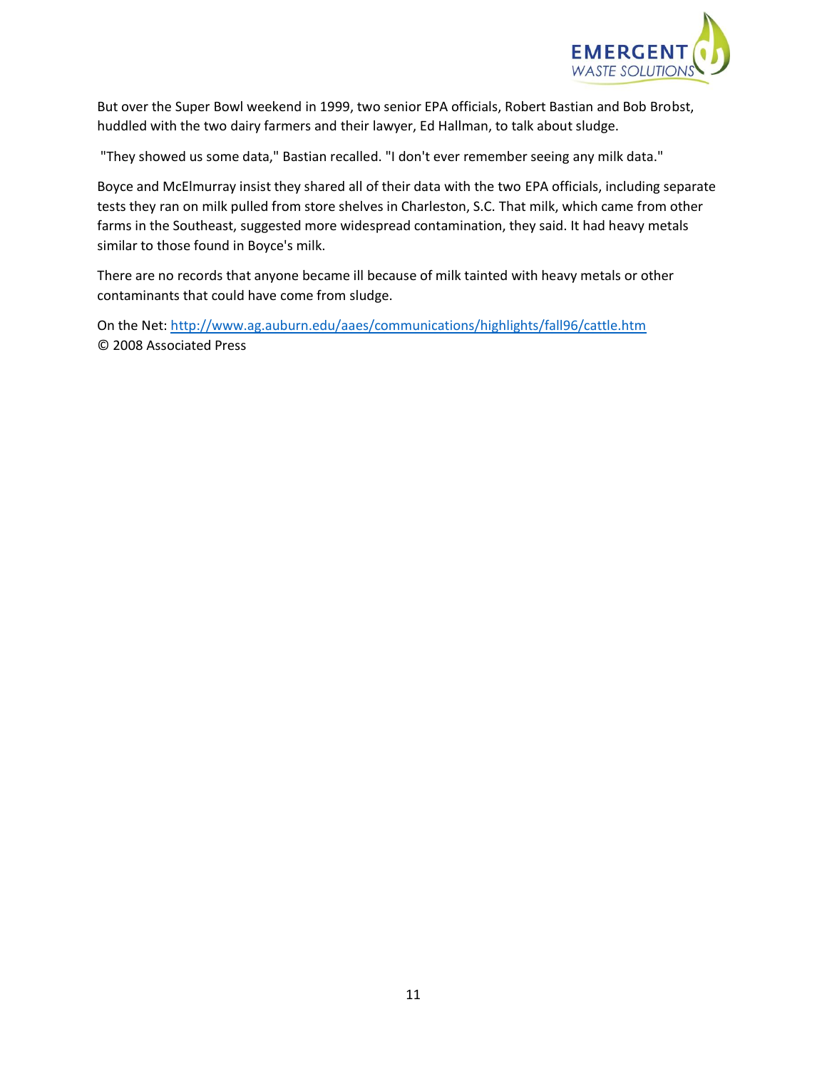But over the Super Bowl weekend in 1999, two senior EPA officials, Robert Bastian and Bob Brobst, huddled with the two dairy farmers and their lawyer, Ed Hallman, to talk about sludge.

"They showed us some data," Bastian recalled. "I don't ever remember seeing any milk data."

Boyce and McElmurray insist they shared all of their data with the two EPA officials, including separate tests they ran on milk pulled from store shelves in Charleston, S.C. That milk, which came from other farms in the Southeast, suggested more widespread contamination, they said. It had heavy metals similar to those found in Boyce's milk.

There are no records that anyone became ill because of milk tainted with heavy metals or other contaminants that could have come from sludge.

On the Net: [http://www.ag.auburn.edu/aaes/communications/highlights/fall96/cattle.htm](http://www.ag.auburn.edu/aaes/communications/highlights/fall96/cattle.htm)
© 2008 Associated Press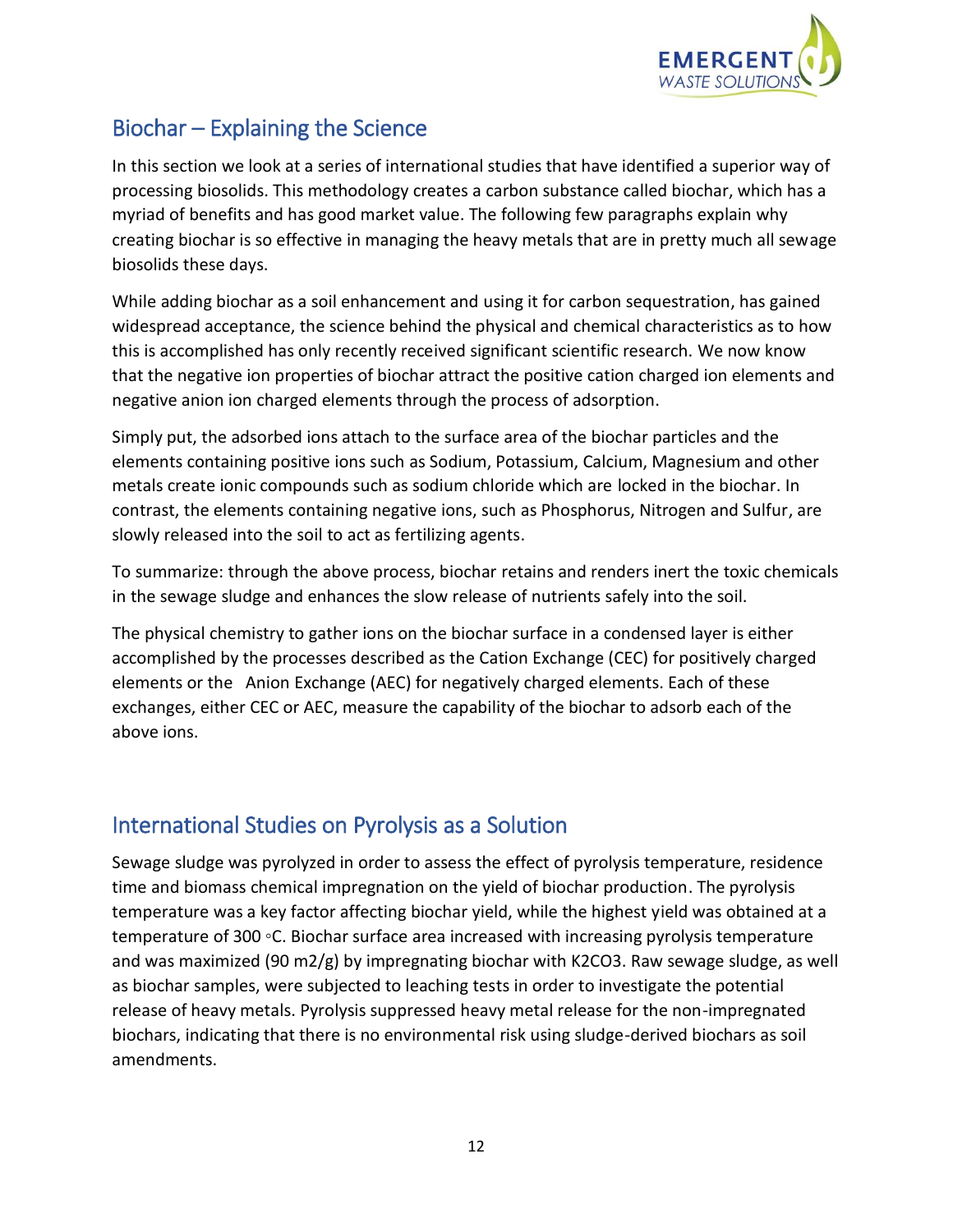## Biochar – Explaining the Science

In this section we look at a series of international studies that have identified a superior way of processing biosolids. This methodology creates a carbon substance called biochar, which has a myriad of benefits and has good market value. The following few paragraphs explain why creating biochar is so effective in managing the heavy metals that are in pretty much all sewage biosolids these days.

While adding biochar as a soil enhancement and using it for carbon sequestration, has gained widespread acceptance, the science behind the physical and chemical characteristics as to how this is accomplished has only recently received significant scientific research. We now know that the negative ion properties of biochar attract the positive cation charged ion elements and negative anion ion charged elements through the process of adsorption.

Simply put, the adsorbed ions attach to the surface area of the biochar particles and the elements containing positive ions such as Sodium, Potassium, Calcium, Magnesium and other metals create ionic compounds such as sodium chloride which are locked in the biochar. In contrast, the elements containing negative ions, such as Phosphorus, Nitrogen and Sulfur, are slowly released into the soil to act as fertilizing agents.

To summarize: through the above process, biochar retains and renders inert the toxic chemicals in the sewage sludge and enhances the slow release of nutrients safely into the soil.

The physical chemistry to gather ions on the biochar surface in a condensed layer is either accomplished by the processes described as the Cation Exchange (CEC) for positively charged elements or the Anion Exchange (AEC) for negatively charged elements. Each of these exchanges, either CEC or AEC, measure the capability of the biochar to adsorb each of the above ions.

## International Studies on Pyrolysis as a Solution

Sewage sludge was pyrolyzed in order to assess the effect of pyrolysis temperature, residence time and biomass chemical impregnation on the yield of biochar production. The pyrolysis temperature was a key factor affecting biochar yield, while the highest yield was obtained at a temperature of 300 ◦C. Biochar surface area increased with increasing pyrolysis temperature and was maximized (90 m2/g) by impregnating biochar with $K_2CO_3$. Raw sewage sludge, as well as biochar samples, were subjected to leaching tests in order to investigate the potential release of heavy metals. Pyrolysis suppressed heavy metal release for the non-impregnated biochars, indicating that there is no environmental risk using sludge-derived biochars as soil amendments.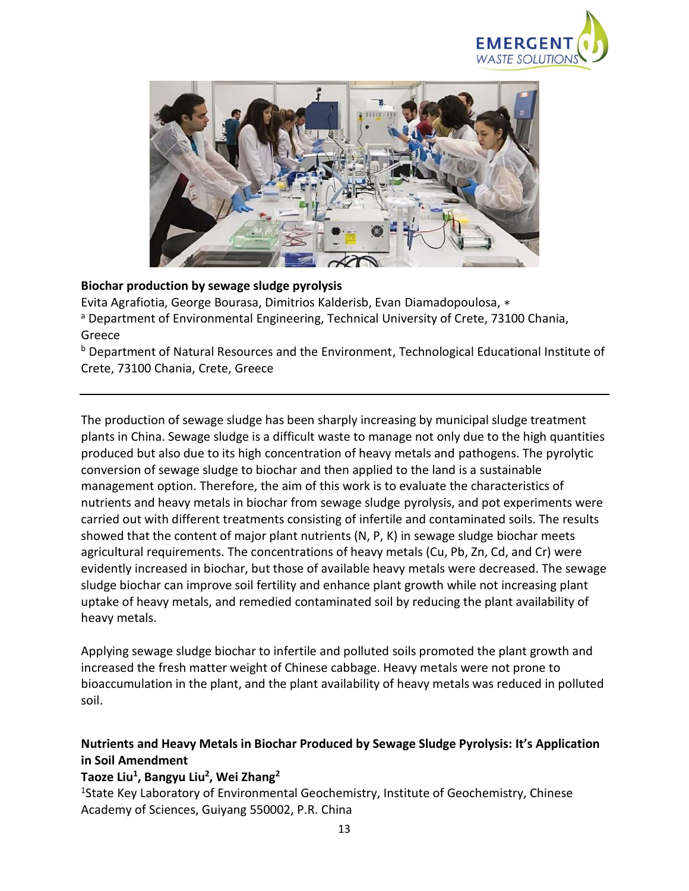**Biochar production by sewage sludge pyrolysis**

Evita Agrafiotia, George Bourasa, Dimitrios Kalderisb, Evan Diamadopoulosa, ∗

[a] Department of Environmental Engineering, Technical University of Crete, 73100 Chania, Greece

[b] Department of Natural Resources and the Environment, Technological Educational Institute of Crete, 73100 Chania, Crete, Greece

---

The production of sewage sludge has been sharply increasing by municipal sludge treatment plants in China. Sewage sludge is a difficult waste to manage not only due to the high quantities produced but also due to its high concentration of heavy metals and pathogens. The pyrolytic conversion of sewage sludge to biochar and then applied to the land is a sustainable management option. Therefore, the aim of this work is to evaluate the characteristics of nutrients and heavy metals in biochar from sewage sludge pyrolysis, and pot experiments were carried out with different treatments consisting of infertile and contaminated soils. The results showed that the content of major plant nutrients (N, P, K) in sewage sludge biochar meets agricultural requirements. The concentrations of heavy metals (Cu, Pb, Zn, Cd, and Cr) were evidently increased in biochar, but those of available heavy metals were decreased. The sewage sludge biochar can improve soil fertility and enhance plant growth while not increasing plant uptake of heavy metals, and remedied contaminated soil by reducing the plant availability of heavy metals.

Applying sewage sludge biochar to infertile and polluted soils promoted the plant growth and increased the fresh matter weight of Chinese cabbage. Heavy metals were not prone to bioaccumulation in the plant, and the plant availability of heavy metals was reduced in polluted soil.

**Nutrients and Heavy Metals in Biochar Produced by Sewage Sludge Pyrolysis: It's Application in Soil Amendment**

**Taoze Liu[1], Bangyu Liu[2], Wei Zhang[2]**

[1]State Key Laboratory of Environmental Geochemistry, Institute of Geochemistry, Chinese Academy of Sciences, Guiyang 550002, P.R. China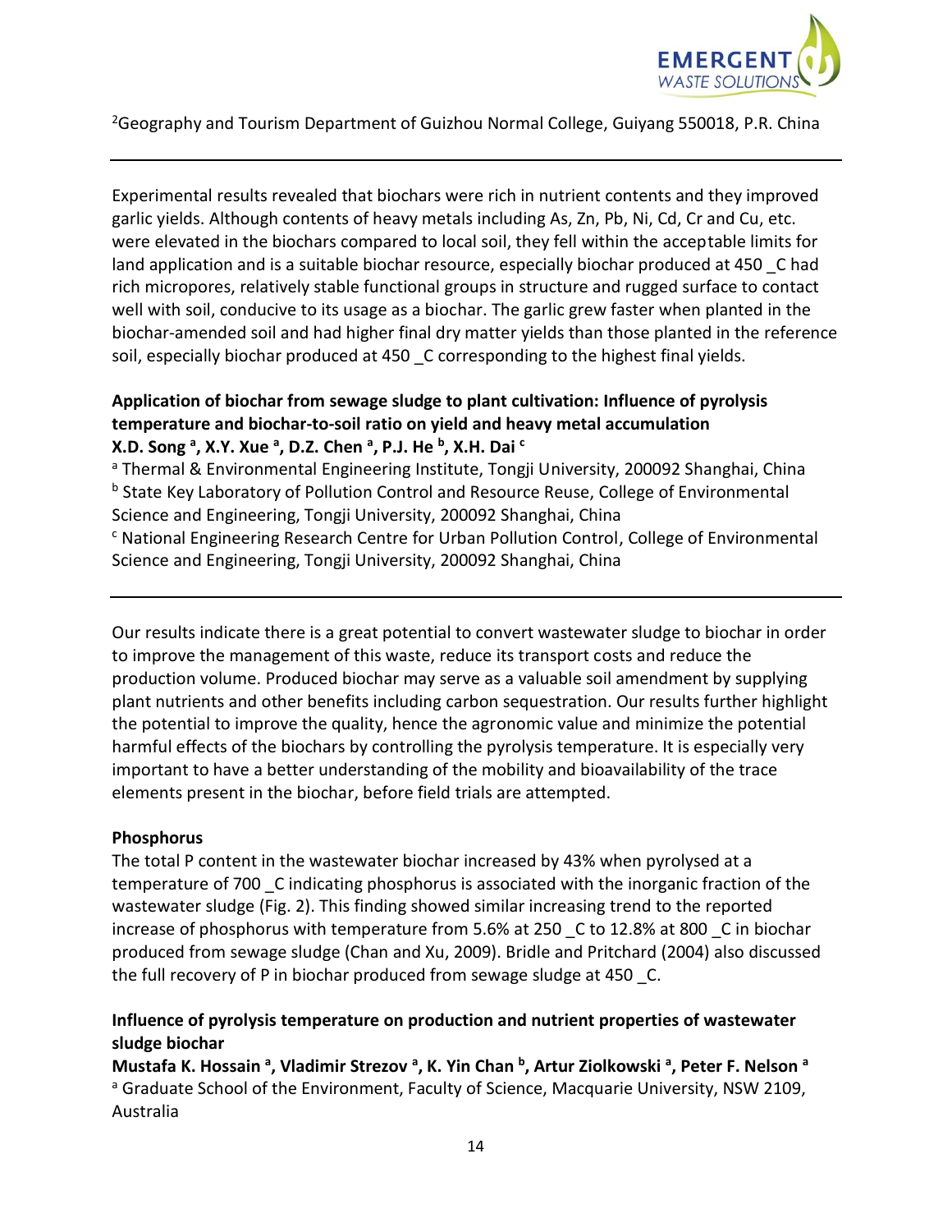[2]Geography and Tourism Department of Guizhou Normal College, Guiyang 550018, P.R. China

---

Experimental results revealed that biochars were rich in nutrient contents and they improved garlic yields. Although contents of heavy metals including As, Zn, Pb, Ni, Cd, Cr and Cu, etc. were elevated in the biochars compared to local soil, they fell within the acceptable limits for land application and is a suitable biochar resource, especially biochar produced at 450 _C had rich micropores, relatively stable functional groups in structure and rugged surface to contact well with soil, conducive to its usage as a biochar. The garlic grew faster when planted in the biochar-amended soil and had higher final dry matter yields than those planted in the reference soil, especially biochar produced at 450 _C corresponding to the highest final yields.

**Application of biochar from sewage sludge to plant cultivation: Influence of pyrolysis temperature and biochar-to-soil ratio on yield and heavy metal accumulation**
**X.D. Song [a], X.Y. Xue [a], D.Z. Chen [a], P.J. He [b], X.H. Dai [c]**

[a] Thermal & Environmental Engineering Institute, Tongji University, 200092 Shanghai, China
[b] State Key Laboratory of Pollution Control and Resource Reuse, College of Environmental Science and Engineering, Tongji University, 200092 Shanghai, China
[c] National Engineering Research Centre for Urban Pollution Control, College of Environmental Science and Engineering, Tongji University, 200092 Shanghai, China

---

Our results indicate there is a great potential to convert wastewater sludge to biochar in order to improve the management of this waste, reduce its transport costs and reduce the production volume. Produced biochar may serve as a valuable soil amendment by supplying plant nutrients and other benefits including carbon sequestration. Our results further highlight the potential to improve the quality, hence the agronomic value and minimize the potential harmful effects of the biochars by controlling the pyrolysis temperature. It is especially very important to have a better understanding of the mobility and bioavailability of the trace elements present in the biochar, before field trials are attempted.

**Phosphorus**
The total P content in the wastewater biochar increased by 43% when pyrolysed at a temperature of 700 _C indicating phosphorus is associated with the inorganic fraction of the wastewater sludge (Fig. 2). This finding showed similar increasing trend to the reported increase of phosphorus with temperature from 5.6% at 250 _C to 12.8% at 800 _C in biochar produced from sewage sludge (Chan and Xu, 2009). Bridle and Pritchard (2004) also discussed the full recovery of P in biochar produced from sewage sludge at 450 _C.

**Influence of pyrolysis temperature on production and nutrient properties of wastewater sludge biochar**
**Mustafa K. Hossain [a], Vladimir Strezov [a], K. Yin Chan [b], Artur Ziolkowski [a], Peter F. Nelson [a]**

[a] Graduate School of the Environment, Faculty of Science, Macquarie University, NSW 2109, Australia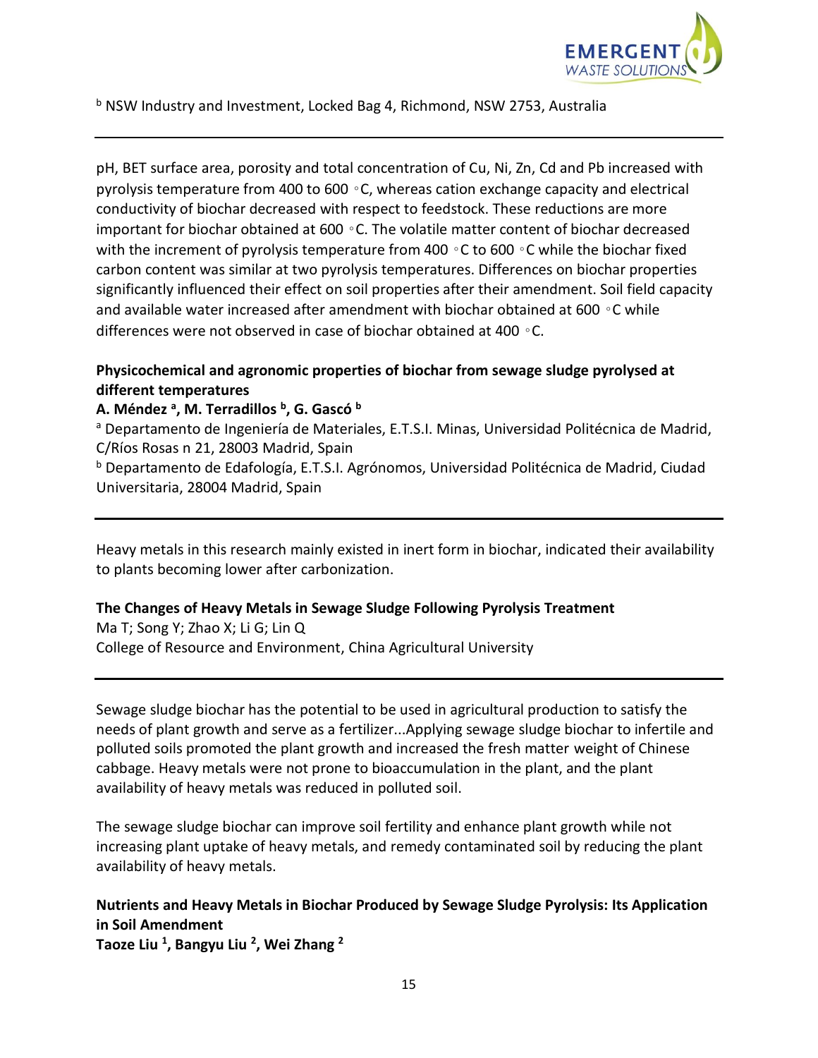[b] NSW Industry and Investment, Locked Bag 4, Richmond, NSW 2753, Australia

---

pH, BET surface area, porosity and total concentration of Cu, Ni, Zn, Cd and Pb increased with pyrolysis temperature from 400 to 600 ◦C, whereas cation exchange capacity and electrical conductivity of biochar decreased with respect to feedstock. These reductions are more important for biochar obtained at 600 ◦C. The volatile matter content of biochar decreased with the increment of pyrolysis temperature from 400 ◦C to 600 ◦C while the biochar fixed carbon content was similar at two pyrolysis temperatures. Differences on biochar properties significantly influenced their effect on soil properties after their amendment. Soil field capacity and available water increased after amendment with biochar obtained at 600 ◦C while differences were not observed in case of biochar obtained at 400 ◦C.

**Physicochemical and agronomic properties of biochar from sewage sludge pyrolysed at different temperatures**

**A. Méndez [a], M. Terradillos [b], G. Gascó [b]**

[a] Departamento de Ingeniería de Materiales, E.T.S.I. Minas, Universidad Politécnica de Madrid, C/Ríos Rosas n 21, 28003 Madrid, Spain

[b] Departamento de Edafología, E.T.S.I. Agrónomos, Universidad Politécnica de Madrid, Ciudad Universitaria, 28004 Madrid, Spain

---

Heavy metals in this research mainly existed in inert form in biochar, indicated their availability to plants becoming lower after carbonization.

**The Changes of Heavy Metals in Sewage Sludge Following Pyrolysis Treatment**

Ma T; Song Y; Zhao X; Li G; Lin Q

College of Resource and Environment, China Agricultural University

---

Sewage sludge biochar has the potential to be used in agricultural production to satisfy the needs of plant growth and serve as a fertilizer...Applying sewage sludge biochar to infertile and polluted soils promoted the plant growth and increased the fresh matter weight of Chinese cabbage. Heavy metals were not prone to bioaccumulation in the plant, and the plant availability of heavy metals was reduced in polluted soil.

The sewage sludge biochar can improve soil fertility and enhance plant growth while not increasing plant uptake of heavy metals, and remedy contaminated soil by reducing the plant availability of heavy metals.

**Nutrients and Heavy Metals in Biochar Produced by Sewage Sludge Pyrolysis: Its Application in Soil Amendment**

**Taoze Liu [1], Bangyu Liu [2], Wei Zhang [2]**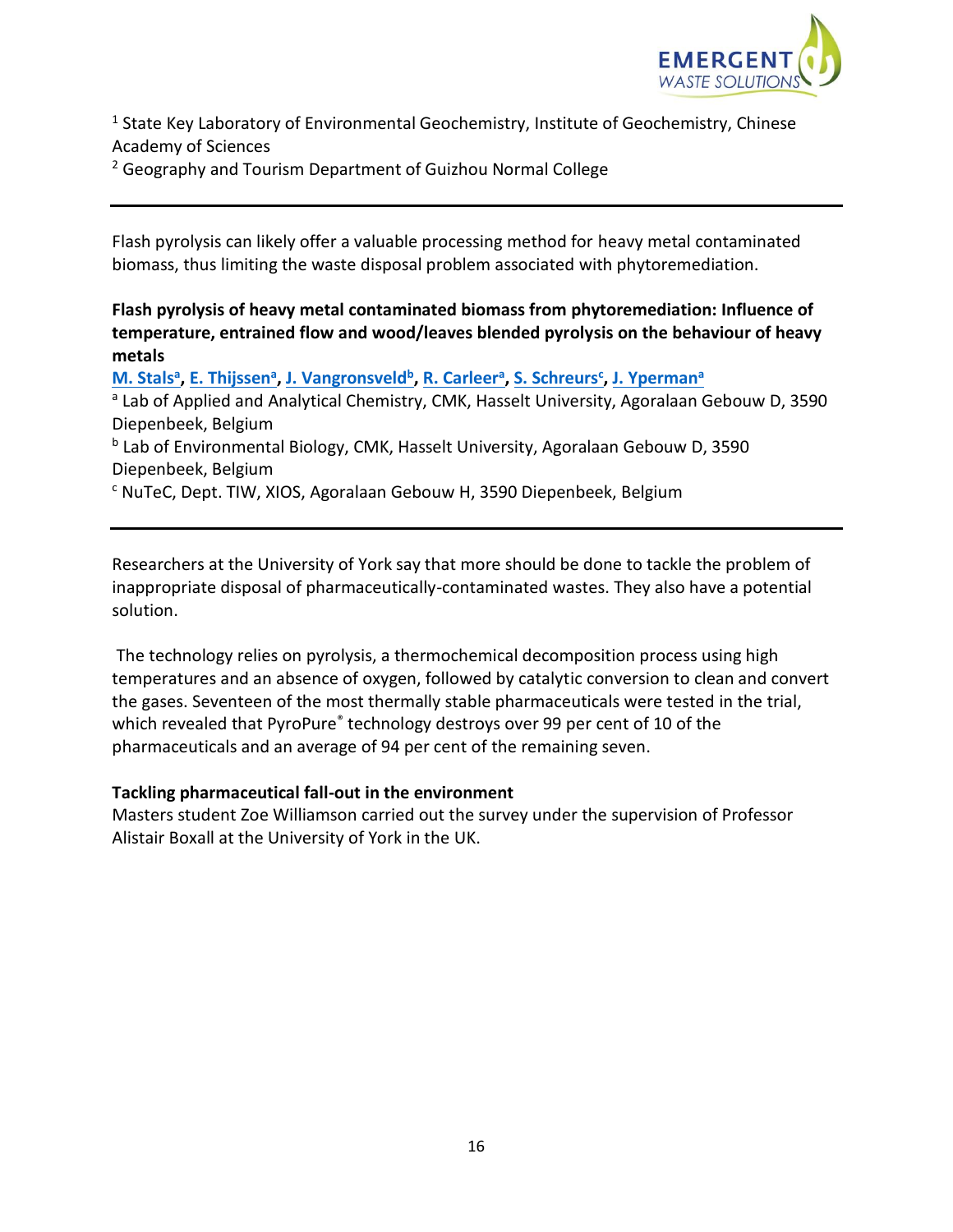[1] State Key Laboratory of Environmental Geochemistry, Institute of Geochemistry, Chinese Academy of Sciences
[2] Geography and Tourism Department of Guizhou Normal College

---

Flash pyrolysis can likely offer a valuable processing method for heavy metal contaminated biomass, thus limiting the waste disposal problem associated with phytoremediation.

**Flash pyrolysis of heavy metal contaminated biomass from phytoremediation: Influence of temperature, entrained flow and wood/leaves blended pyrolysis on the behaviour of heavy metals**

**M. Stals[a], E. Thijssen[a], J. Vangronsveld[b], R. Carleer[a], S. Schreurs[c], J. Yperman[a]**

[a] Lab of Applied and Analytical Chemistry, CMK, Hasselt University, Agoralaan Gebouw D, 3590 Diepenbeek, Belgium

[b] Lab of Environmental Biology, CMK, Hasselt University, Agoralaan Gebouw D, 3590 Diepenbeek, Belgium

[c] NuTeC, Dept. TIW, XIOS, Agoralaan Gebouw H, 3590 Diepenbeek, Belgium

---

Researchers at the University of York say that more should be done to tackle the problem of inappropriate disposal of pharmaceutically-contaminated wastes. They also have a potential solution.

The technology relies on pyrolysis, a thermochemical decomposition process using high temperatures and an absence of oxygen, followed by catalytic conversion to clean and convert the gases. Seventeen of the most thermally stable pharmaceuticals were tested in the trial, which revealed that PyroPure® technology destroys over 99 per cent of 10 of the pharmaceuticals and an average of 94 per cent of the remaining seven.

**Tackling pharmaceutical fall-out in the environment**

Masters student Zoe Williamson carried out the survey under the supervision of Professor Alistair Boxall at the University of York in the UK.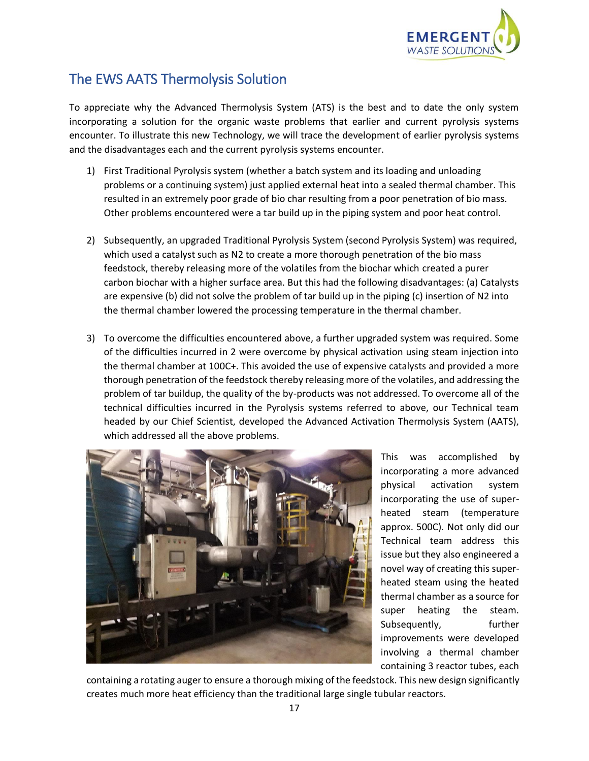## The EWS AATS Thermolysis Solution

To appreciate why the Advanced Thermolysis System (ATS) is the best and to date the only system incorporating a solution for the organic waste problems that earlier and current pyrolysis systems encounter. To illustrate this new Technology, we will trace the development of earlier pyrolysis systems and the disadvantages each and the current pyrolysis systems encounter.

1) First Traditional Pyrolysis system (whether a batch system and its loading and unloading problems or a continuing system) just applied external heat into a sealed thermal chamber. This resulted in an extremely poor grade of bio char resulting from a poor penetration of bio mass. Other problems encountered were a tar build up in the piping system and poor heat control.

2) Subsequently, an upgraded Traditional Pyrolysis System (second Pyrolysis System) was required, which used a catalyst such as N2 to create a more thorough penetration of the bio mass feedstock, thereby releasing more of the volatiles from the biochar which created a purer carbon biochar with a higher surface area. But this had the following disadvantages: (a) Catalysts are expensive (b) did not solve the problem of tar build up in the piping (c) insertion of N2 into the thermal chamber lowered the processing temperature in the thermal chamber.

3) To overcome the difficulties encountered above, a further upgraded system was required. Some of the difficulties incurred in 2 were overcome by physical activation using steam injection into the thermal chamber at 100C+. This avoided the use of expensive catalysts and provided a more thorough penetration of the feedstock thereby releasing more of the volatiles, and addressing the problem of tar buildup, the quality of the by-products was not addressed. To overcome all of the technical difficulties incurred in the Pyrolysis systems referred to above, our Technical team headed by our Chief Scientist, developed the Advanced Activation Thermolysis System (AATS), which addressed all the above problems.

This was accomplished by incorporating a more advanced physical activation system incorporating the use of super-heated steam (temperature approx. 500C). Not only did our Technical team address this issue but they also engineered a novel way of creating this super-heated steam using the heated thermal chamber as a source for super heating the steam. Subsequently, further improvements were developed involving a thermal chamber containing 3 reactor tubes, each containing a rotating auger to ensure a thorough mixing of the feedstock. This new design significantly creates much more heat efficiency than the traditional large single tubular reactors.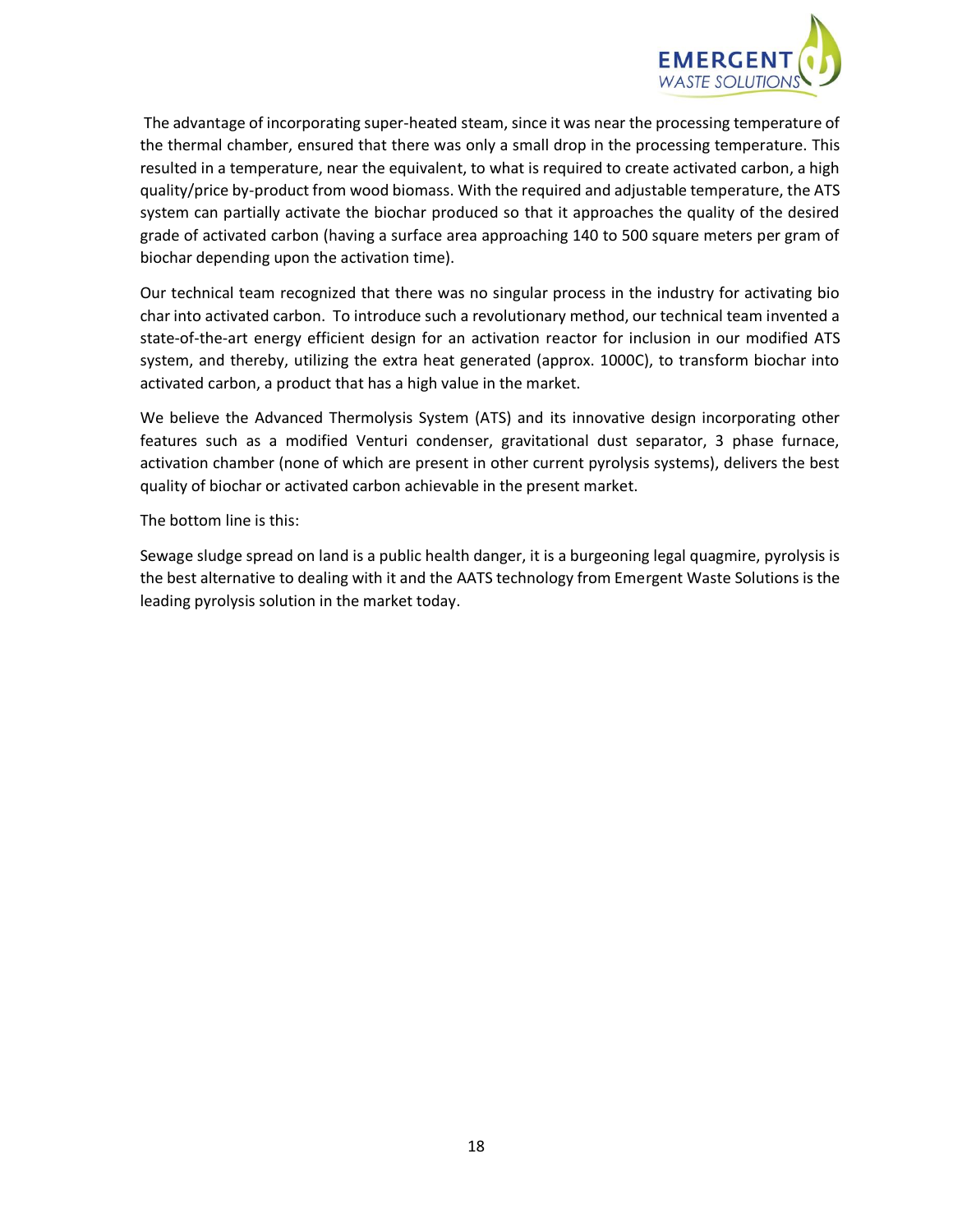The advantage of incorporating super-heated steam, since it was near the processing temperature of the thermal chamber, ensured that there was only a small drop in the processing temperature. This resulted in a temperature, near the equivalent, to what is required to create activated carbon, a high quality/price by-product from wood biomass. With the required and adjustable temperature, the ATS system can partially activate the biochar produced so that it approaches the quality of the desired grade of activated carbon (having a surface area approaching 140 to 500 square meters per gram of biochar depending upon the activation time).

Our technical team recognized that there was no singular process in the industry for activating bio char into activated carbon. To introduce such a revolutionary method, our technical team invented a state-of-the-art energy efficient design for an activation reactor for inclusion in our modified ATS system, and thereby, utilizing the extra heat generated (approx. 1000C), to transform biochar into activated carbon, a product that has a high value in the market.

We believe the Advanced Thermolysis System (ATS) and its innovative design incorporating other features such as a modified Venturi condenser, gravitational dust separator, 3 phase furnace, activation chamber (none of which are present in other current pyrolysis systems), delivers the best quality of biochar or activated carbon achievable in the present market.

The bottom line is this:

Sewage sludge spread on land is a public health danger, it is a burgeoning legal quagmire, pyrolysis is the best alternative to dealing with it and the AATS technology from Emergent Waste Solutions is the leading pyrolysis solution in the market today.